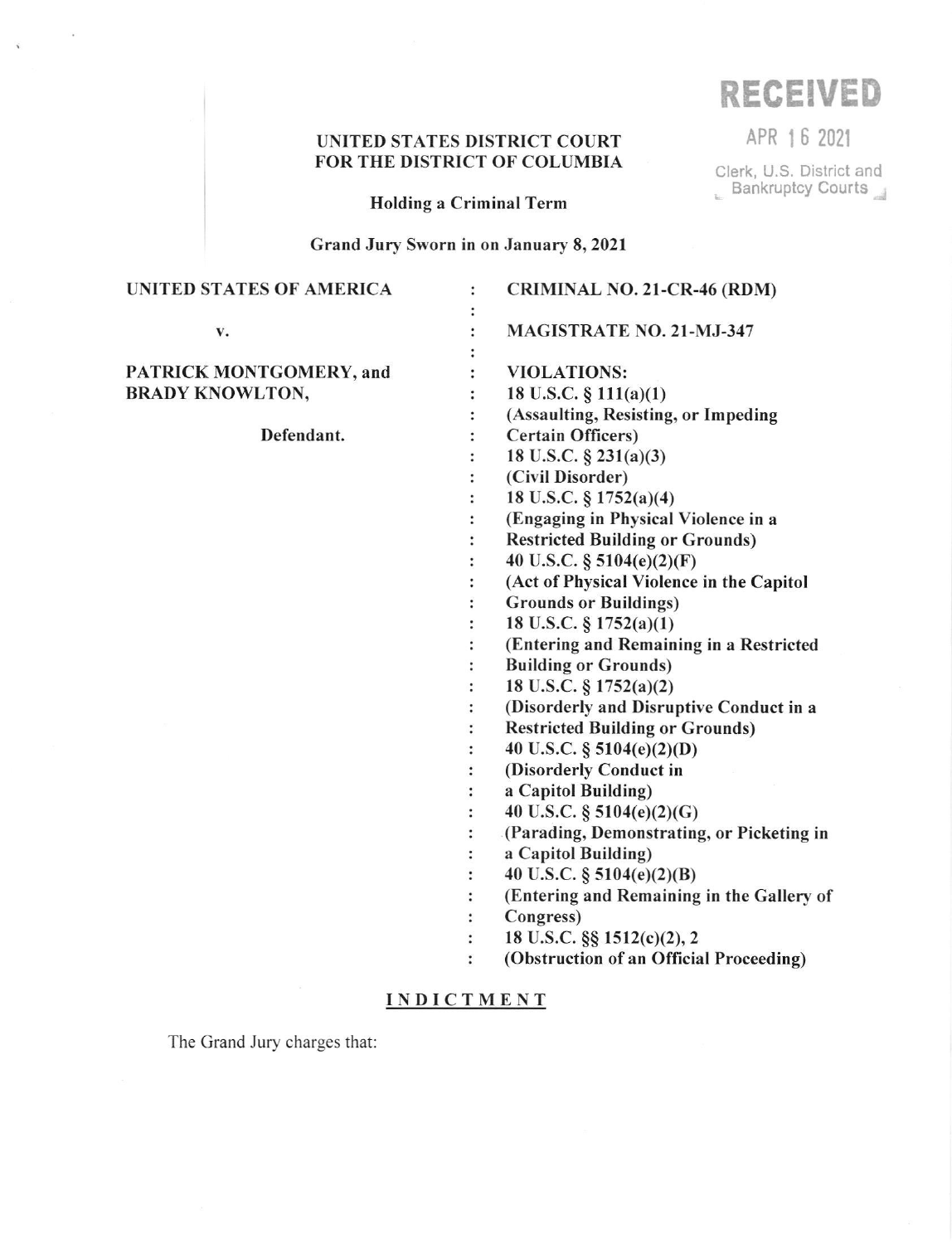RECEIVED

APR 16 2021

Clerk, U.S. District and Bankruptcy Courts

**UNITED STATES DISTRICT COURT**
**FOR THE DISTRICT OF COLUMBIA**

**Holding a Criminal Term**

**Grand Jury Sworn in on January 8, 2021**

| | |
|---|---|
| **UNITED STATES OF AMERICA** | **CRIMINAL NO. 21-CR-46 (RDM)** |
| **v.** | **MAGISTRATE NO. 21-MJ-347** |
| **PATRICK MONTGOMERY, and BRADY KNOWLTON,** | **VIOLATIONS:** |
| **Defendant.** | **18 U.S.C. § 111(a)(1)** **(Assaulting, Resisting, or Impeding Certain Officers)** |
| | **18 U.S.C. § 231(a)(3)** **(Civil Disorder)** |
| | **18 U.S.C. § 1752(a)(4)** **(Engaging in Physical Violence in a Restricted Building or Grounds)** |
| | **40 U.S.C. § 5104(e)(2)(F)** **(Act of Physical Violence in the Capitol Grounds or Buildings)** |
| | **18 U.S.C. § 1752(a)(1)** **(Entering and Remaining in a Restricted Building or Grounds)** |
| | **18 U.S.C. § 1752(a)(2)** **(Disorderly and Disruptive Conduct in a Restricted Building or Grounds)** |
| | **40 U.S.C. § 5104(e)(2)(D)** **(Disorderly Conduct in a Capitol Building)** |
| | **40 U.S.C. § 5104(e)(2)(G)** **(Parading, Demonstrating, or Picketing in a Capitol Building)** |
| | **40 U.S.C. § 5104(e)(2)(B)** **(Entering and Remaining in the Gallery of Congress)** |
| | **18 U.S.C. §§ 1512(c)(2), 2** **(Obstruction of an Official Proceeding)** |

# INDICTMENT

The Grand Jury charges that: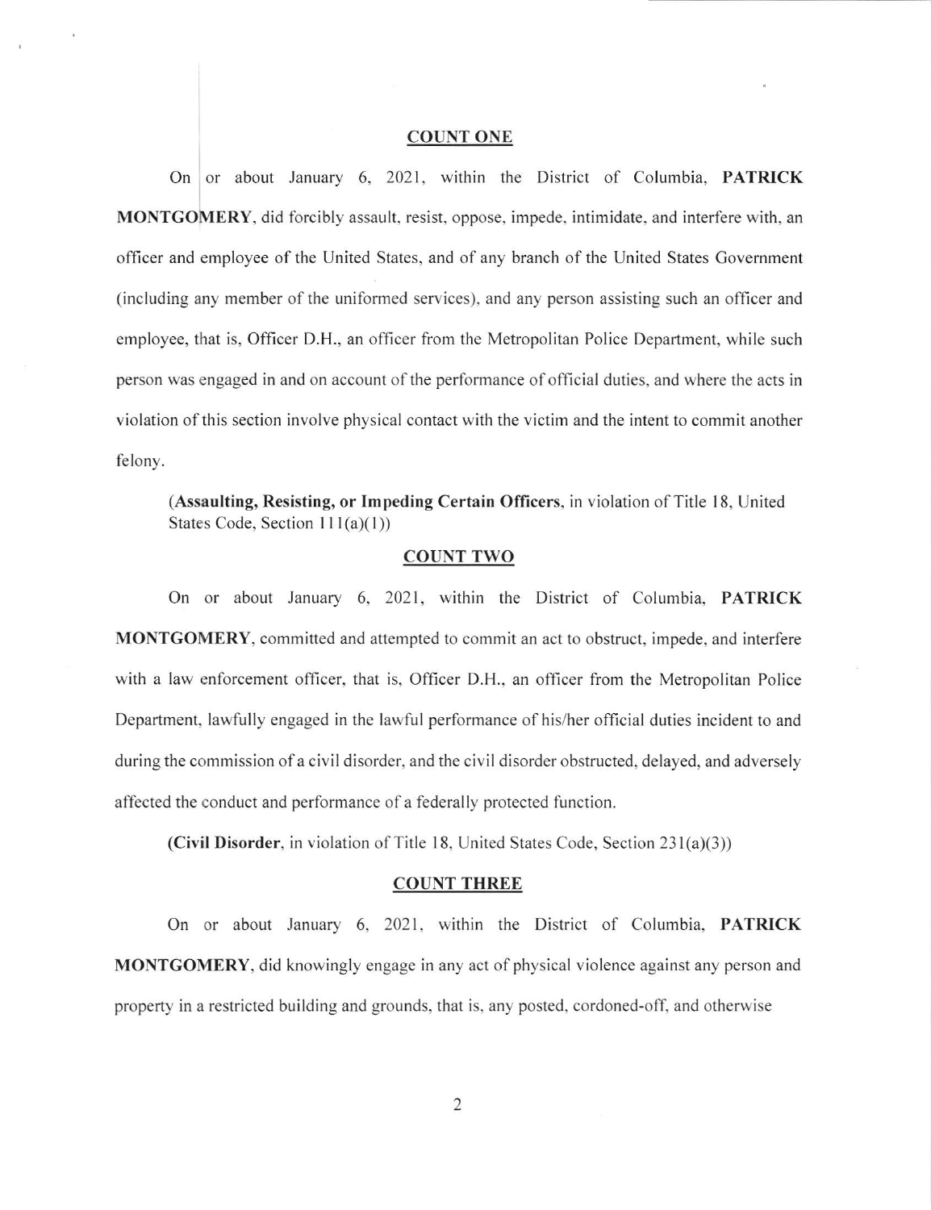## COUNT ONE

On or about January 6, 2021, within the District of Columbia, **PATRICK MONTGOMERY**, did forcibly assault, resist, oppose, impede, intimidate, and interfere with, an officer and employee of the United States, and of any branch of the United States Government (including any member of the uniformed services), and any person assisting such an officer and employee, that is, Officer D.H., an officer from the Metropolitan Police Department, while such person was engaged in and on account of the performance of official duties, and where the acts in violation of this section involve physical contact with the victim and the intent to commit another felony.

(**Assaulting, Resisting, or Impeding Certain Officers**, in violation of Title 18, United States Code, Section 111(a)(1))

## COUNT TWO

On or about January 6, 2021, within the District of Columbia, **PATRICK MONTGOMERY**, committed and attempted to commit an act to obstruct, impede, and interfere with a law enforcement officer, that is, Officer D.H., an officer from the Metropolitan Police Department, lawfully engaged in the lawful performance of his/her official duties incident to and during the commission of a civil disorder, and the civil disorder obstructed, delayed, and adversely affected the conduct and performance of a federally protected function.

(**Civil Disorder**, in violation of Title 18, United States Code, Section 231(a)(3))

## COUNT THREE

On or about January 6, 2021, within the District of Columbia, **PATRICK MONTGOMERY**, did knowingly engage in any act of physical violence against any person and property in a restricted building and grounds, that is, any posted, cordoned-off, and otherwise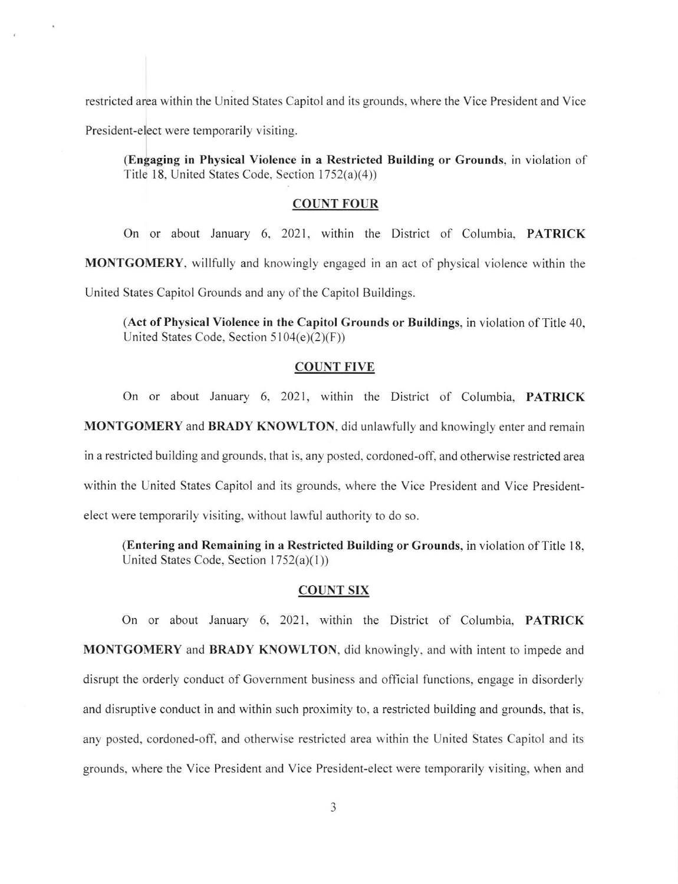restricted area within the United States Capitol and its grounds, where the Vice President and Vice President-elect were temporarily visiting.

(**Engaging in Physical Violence in a Restricted Building or Grounds**, in violation of Title 18, United States Code, Section 1752(a)(4))

**COUNT FOUR**

On or about January 6, 2021, within the District of Columbia, **PATRICK MONTGOMERY**, willfully and knowingly engaged in an act of physical violence within the United States Capitol Grounds and any of the Capitol Buildings.

(**Act of Physical Violence in the Capitol Grounds or Buildings**, in violation of Title 40, United States Code, Section 5104(e)(2)(F))

**COUNT FIVE**

On or about January 6, 2021, within the District of Columbia, **PATRICK MONTGOMERY** and **BRADY KNOWLTON**, did unlawfully and knowingly enter and remain in a restricted building and grounds, that is, any posted, cordoned-off, and otherwise restricted area within the United States Capitol and its grounds, where the Vice President and Vice President-elect were temporarily visiting, without lawful authority to do so.

(**Entering and Remaining in a Restricted Building or Grounds**, in violation of Title 18, United States Code, Section 1752(a)(1))

**COUNT SIX**

On or about January 6, 2021, within the District of Columbia, **PATRICK MONTGOMERY** and **BRADY KNOWLTON**, did knowingly, and with intent to impede and disrupt the orderly conduct of Government business and official functions, engage in disorderly and disruptive conduct in and within such proximity to, a restricted building and grounds, that is, any posted, cordoned-off, and otherwise restricted area within the United States Capitol and its grounds, where the Vice President and Vice President-elect were temporarily visiting, when and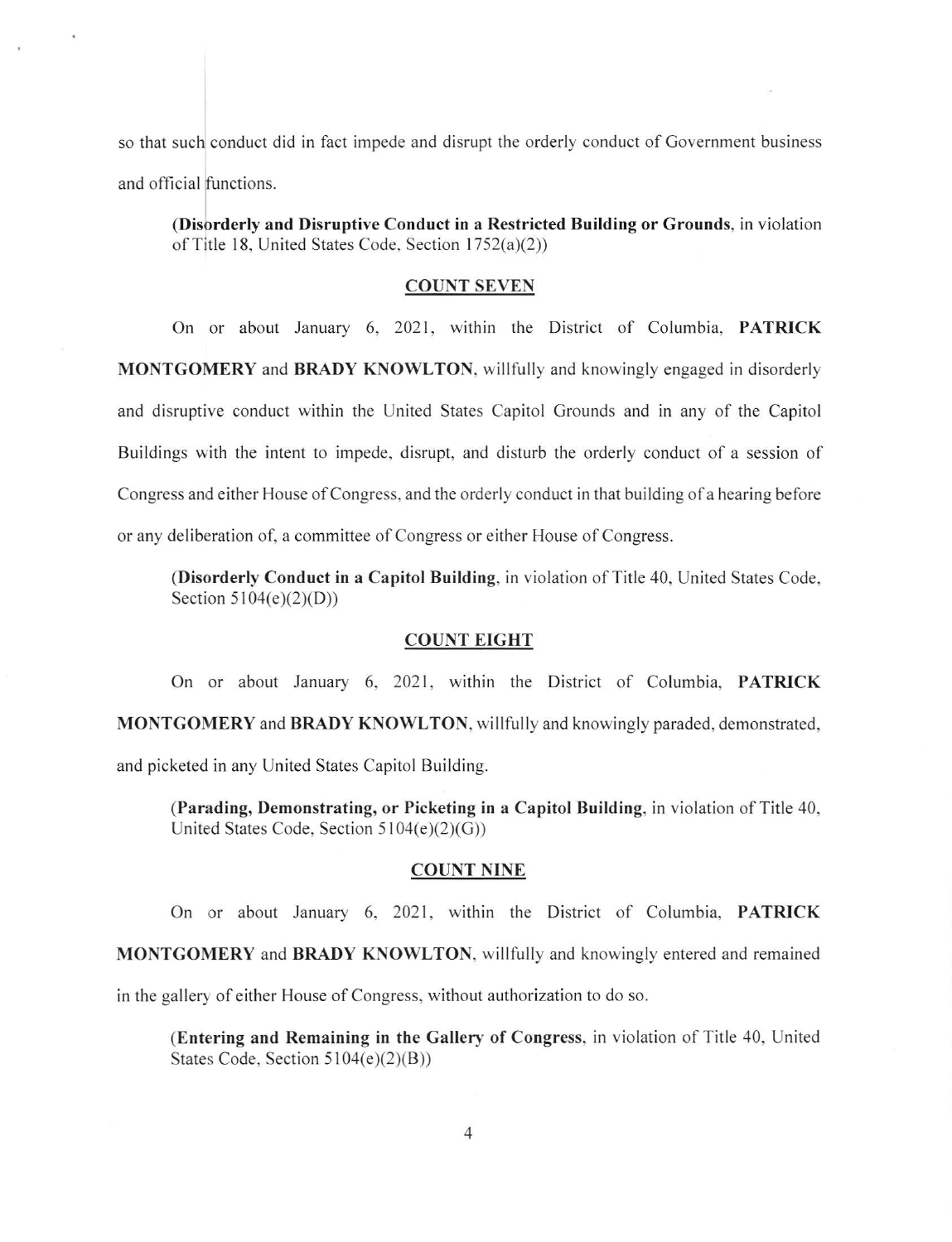so that such conduct did in fact impede and disrupt the orderly conduct of Government business and official functions.

> **(Disorderly and Disruptive Conduct in a Restricted Building or Grounds**, in violation of Title 18, United States Code, Section 1752(a)(2))

## COUNT SEVEN

On or about January 6, 2021, within the District of Columbia, **PATRICK MONTGOMERY** and **BRADY KNOWLTON**, willfully and knowingly engaged in disorderly and disruptive conduct within the United States Capitol Grounds and in any of the Capitol Buildings with the intent to impede, disrupt, and disturb the orderly conduct of a session of Congress and either House of Congress, and the orderly conduct in that building of a hearing before or any deliberation of, a committee of Congress or either House of Congress.

> **(Disorderly Conduct in a Capitol Building**, in violation of Title 40, United States Code, Section 5104(e)(2)(D))

## COUNT EIGHT

On or about January 6, 2021, within the District of Columbia, **PATRICK MONTGOMERY** and **BRADY KNOWLTON**, willfully and knowingly paraded, demonstrated, and picketed in any United States Capitol Building.

> **(Parading, Demonstrating, or Picketing in a Capitol Building**, in violation of Title 40, United States Code, Section 5104(e)(2)(G))

## COUNT NINE

On or about January 6, 2021, within the District of Columbia, **PATRICK MONTGOMERY** and **BRADY KNOWLTON**, willfully and knowingly entered and remained in the gallery of either House of Congress, without authorization to do so.

> **(Entering and Remaining in the Gallery of Congress**, in violation of Title 40, United States Code, Section 5104(e)(2)(B))